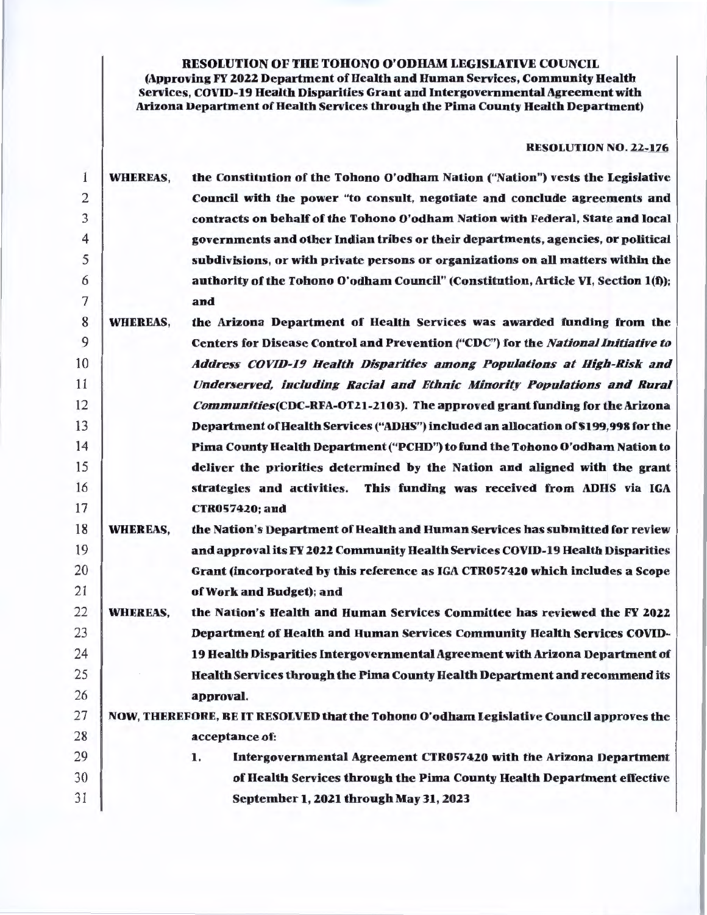**RESOLUTION OF THE TOHONO O'ODHAM LEGISLATIVE COUNCIL**
**(Approving FY 2022 Department of Health and Human Services, Community Health Services, COVID-19 Health Disparities Grant and Intergovernmental Agreement with Arizona Department of Health Services through the Pima County Health Department)**

**RESOLUTION NO. 22-176**

**WHEREAS,** the Constitution of the Tohono O'odham Nation ("Nation") vests the Legislative Council with the power "to consult, negotiate and conclude agreements and contracts on behalf of the Tohono O'odham Nation with Federal, State and local governments and other Indian tribes or their departments, agencies, or political subdivisions, or with private persons or organizations on all matters within the authority of the Tohono O'odham Council" (Constitution, Article VI, Section 1(f)); and

**WHEREAS,** the Arizona Department of Health Services was awarded funding from the Centers for Disease Control and Prevention ("CDC") for the *National Initiative to Address COVID-19 Health Disparities among Populations at High-Risk and Underserved, including Racial and Ethnic Minority Populations and Rural Communities*(CDC-RFA-OT21-2103). The approved grant funding for the Arizona Department of Health Services ("ADHS") included an allocation of $199,998 for the Pima County Health Department ("PCHD") to fund the Tohono O'odham Nation to deliver the priorities determined by the Nation and aligned with the grant strategies and activities. This funding was received from ADHS via IGA CTR057420; and

**WHEREAS,** the Nation's Department of Health and Human Services has submitted for review and approval its FY 2022 Community Health Services COVID-19 Health Disparities Grant (incorporated by this reference as IGA CTR057420 which includes a Scope of Work and Budget); and

**WHEREAS,** the Nation's Health and Human Services Committee has reviewed the FY 2022 Department of Health and Human Services Community Health Services COVID-19 Health Disparities Intergovernmental Agreement with Arizona Department of Health Services through the Pima County Health Department and recommend its approval.

**NOW, THEREFORE, BE IT RESOLVED that the Tohono O'odham Legislative Council approves the acceptance of:**

1. **Intergovernmental Agreement CTR057420 with the Arizona Department of Health Services through the Pima County Health Department effective September 1, 2021 through May 31, 2023**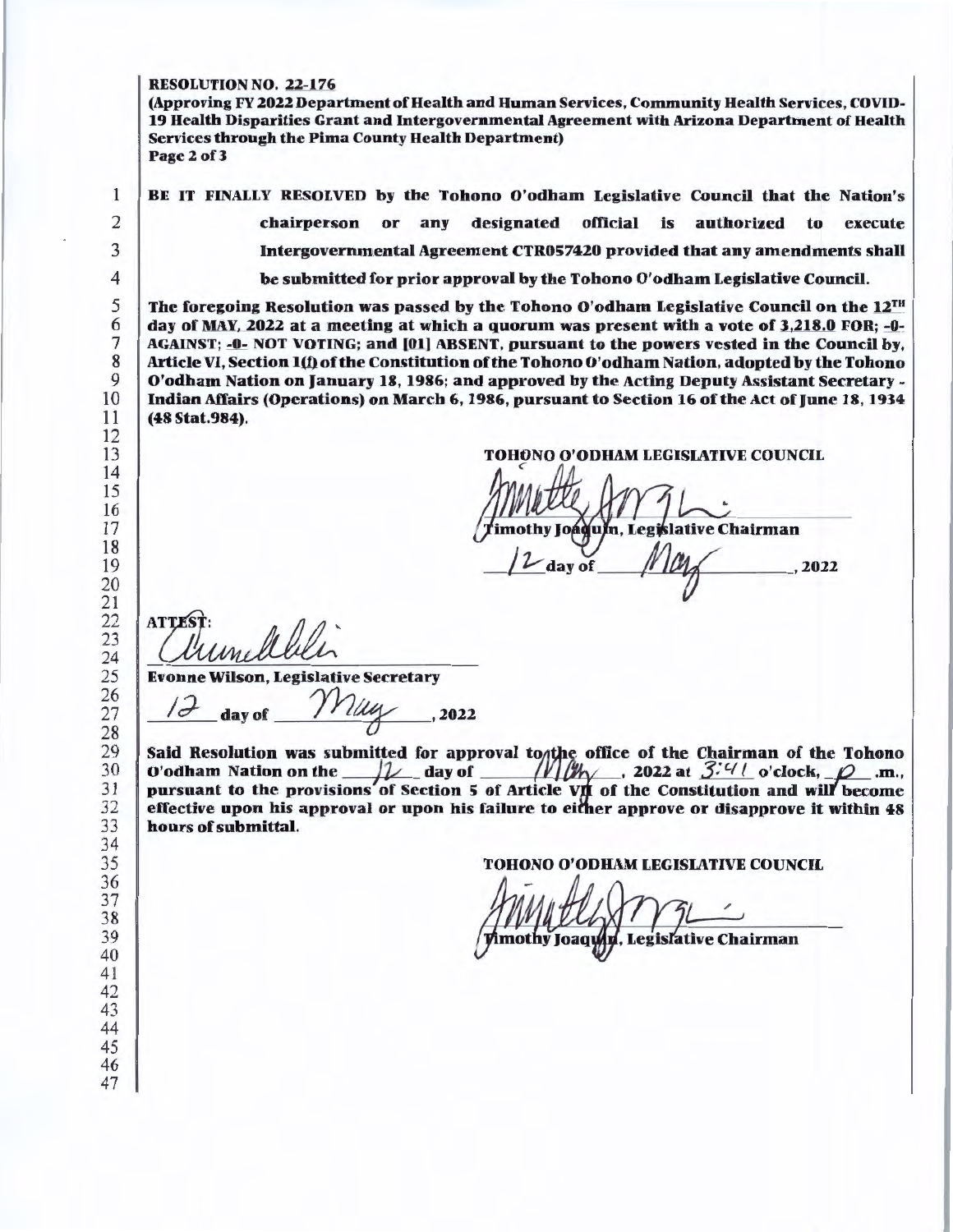**RESOLUTION NO. 22-176**
**(Approving FY 2022 Department of Health and Human Services, Community Health Services, COVID-19 Health Disparities Grant and Intergovernmental Agreement with Arizona Department of Health Services through the Pima County Health Department)**
**Page 2 of 3**

**BE IT FINALLY RESOLVED by the Tohono O'odham Legislative Council that the Nation's chairperson or any designated official is authorized to execute Intergovernmental Agreement CTR057420 provided that any amendments shall be submitted for prior approval by the Tohono O'odham Legislative Council.**

**The foregoing Resolution was passed by the Tohono O'odham Legislative Council on the 12TH day of MAY, 2022 at a meeting at which a quorum was present with a vote of 3,218.0 FOR; -0- AGAINST; -0- NOT VOTING; and [01] ABSENT, pursuant to the powers vested in the Council by, Article VI, Section 1(f) of the Constitution of the Tohono O'odham Nation, adopted by the Tohono O'odham Nation on January 18, 1986; and approved by the Acting Deputy Assistant Secretary - Indian Affairs (Operations) on March 6, 1986, pursuant to Section 16 of the Act of June 18, 1934 (48 Stat.984).**

**TOHONO O'ODHAM LEGISLATIVE COUNCIL**

[signature]
**Timothy Joaquin, Legislative Chairman**

12 **day of** May **, 2022**

**ATTEST:**

[signature]
**Evonne Wilson, Legislative Secretary**

12 **day of** May **, 2022**

**Said Resolution was submitted for approval to the office of the Chairman of the Tohono O'odham Nation on the** 12 **day of** May **, 2022 at** 3:41 **o'clock,** p **.m., pursuant to the provisions of Section 5 of Article VII of the Constitution and will become effective upon his approval or upon his failure to either approve or disapprove it within 48 hours of submittal.**

**TOHONO O'ODHAM LEGISLATIVE COUNCIL**

[signature]
**Timothy Joaquin, Legislative Chairman**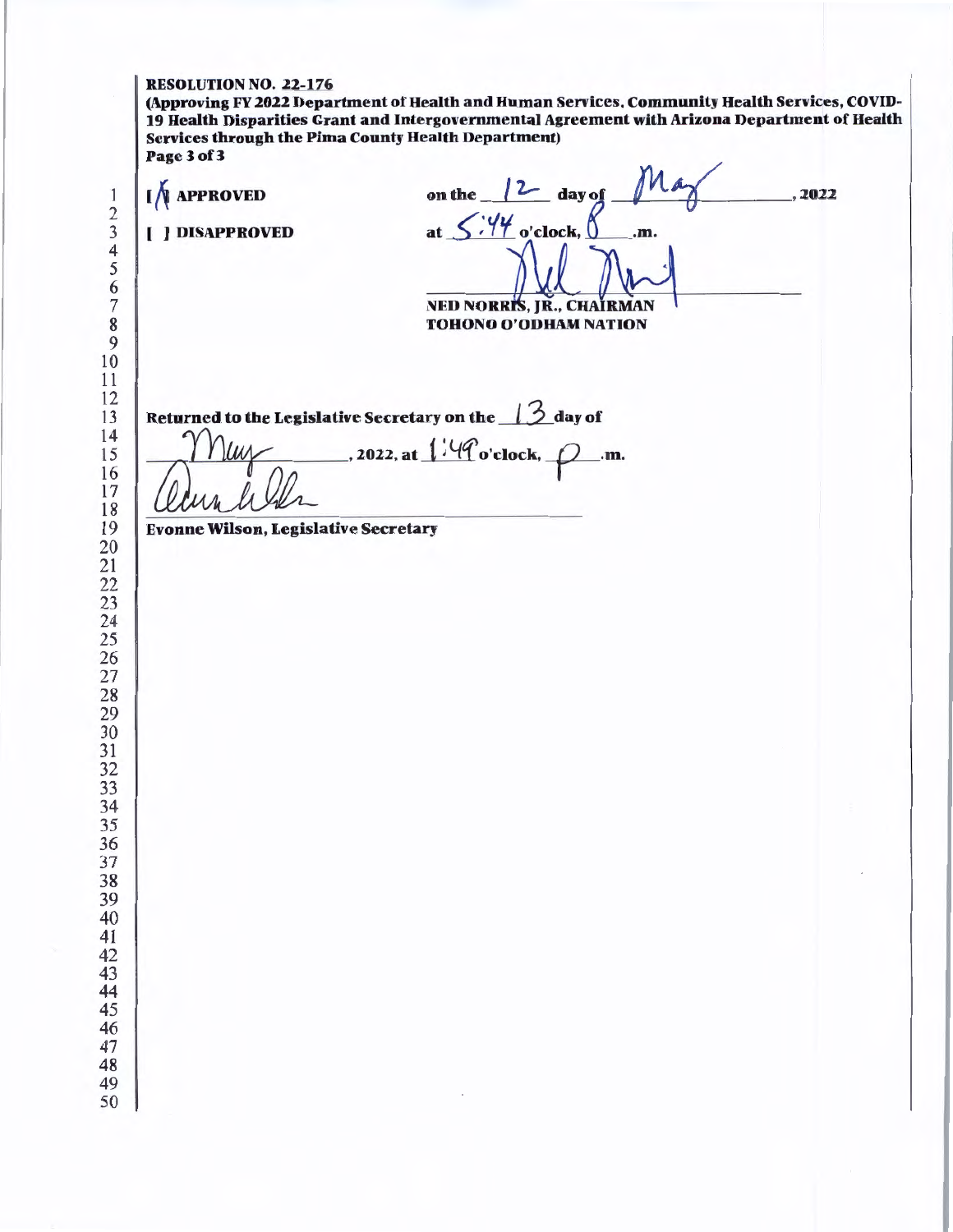**RESOLUTION NO. 22-176**

**(Approving FY 2022 Department of Health and Human Services, Community Health Services, COVID-19 Health Disparities Grant and Intergovernmental Agreement with Arizona Department of Health Services through the Pima County Health Department)**

**Page 3 of 3**

[X] **APPROVED** on the 12 day of May, 2022

[ ] **DISAPPROVED** at 5:44 o'clock, P .m.

**NED NORRIS, JR., CHAIRMAN**
**TOHONO O'ODHAM NATION**

**Returned to the Legislative Secretary on the** 13 **day of** May, **2022, at** 1:49 **o'clock,** P **.m.**

**Evonne Wilson, Legislative Secretary**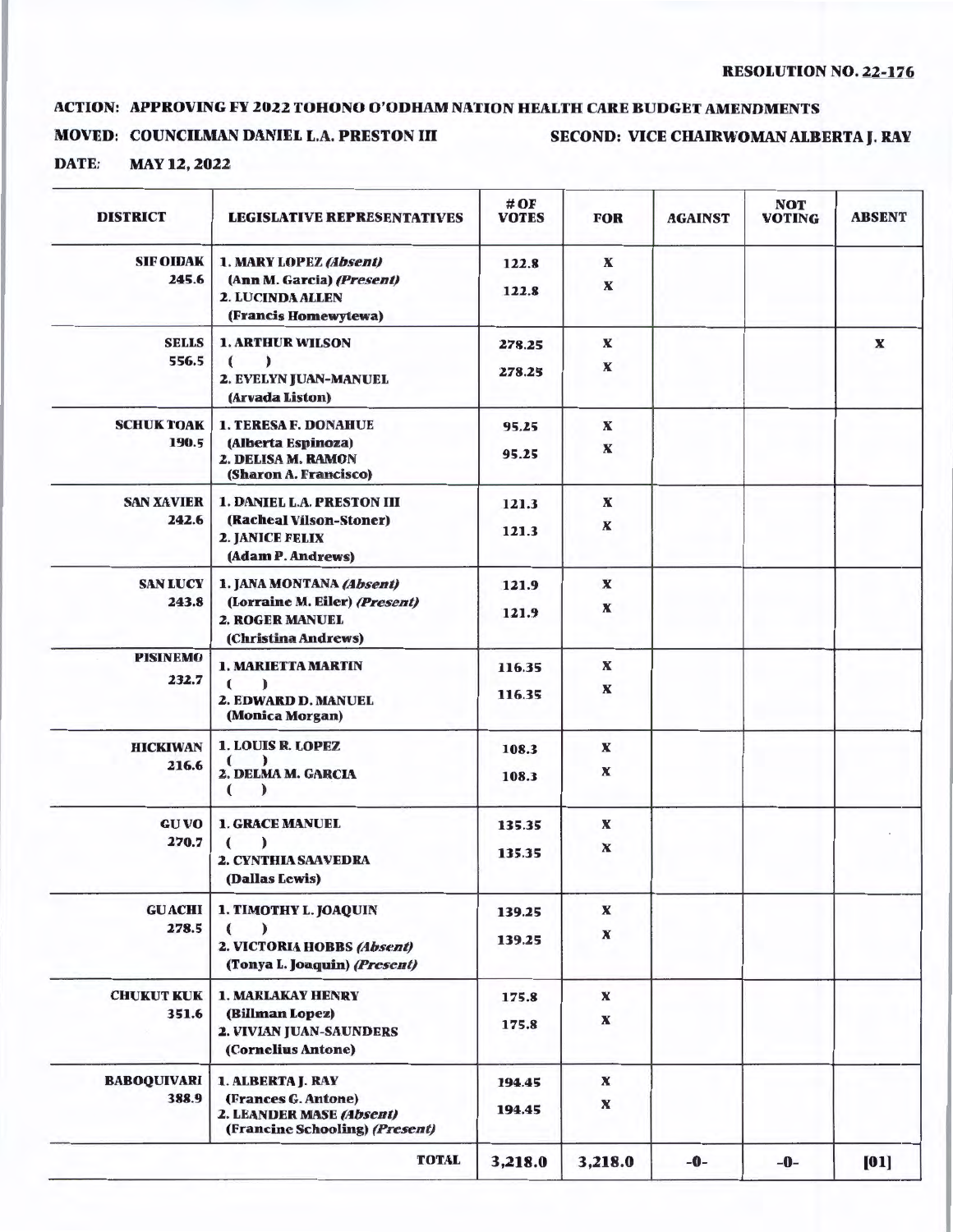**RESOLUTION NO. 22-176**

**ACTION: APPROVING FY 2022 TOHONO O'ODHAM NATION HEALTH CARE BUDGET AMENDMENTS**

**MOVED: COUNCILMAN DANIEL L.A. PRESTON III** SECOND: VICE CHAIRWOMAN ALBERTA J. RAY

**DATE: MAY 12, 2022**

| DISTRICT | LEGISLATIVE REPRESENTATIVES | # OF VOTES | FOR | AGAINST | NOT VOTING | ABSENT |
|---|---|---|---|---|---|---|
| SIF OIDAK 245.6 | 1. MARY LOPEZ *(Absent)* (Ann M. Garcia) *(Present)* 2. LUCINDA ALLEN (Francis Homewytewa) | 122.8 122.8 | X X | | | |
| SELLS 556.5 | 1. ARTHUR WILSON ( ) 2. EVELYN JUAN-MANUEL (Arvada Liston) | 278.25 278.25 | X X | | | X |
| SCHUK TOAK 190.5 | 1. TERESA F. DONAHUE (Alberta Espinoza) 2. DELISA M. RAMON (Sharon A. Francisco) | 95.25 95.25 | X X | | | |
| SAN XAVIER 242.6 | 1. DANIEL L.A. PRESTON III (Racheal Vilson-Stoner) 2. JANICE FELIX (Adam P. Andrews) | 121.3 121.3 | X X | | | |
| SAN LUCY 243.8 | 1. JANA MONTANA *(Absent)* (Lorraine M. Eiler) *(Present)* 2. ROGER MANUEL (Christina Andrews) | 121.9 121.9 | X X | | | |
| PISINEMO 232.7 | 1. MARIETTA MARTIN ( ) 2. EDWARD D. MANUEL (Monica Morgan) | 116.35 116.35 | X X | | | |
| HICKIWAN 216.6 | 1. LOUIS R. LOPEZ ( ) 2. DELMA M. GARCIA ( ) | 108.3 108.3 | X X | | | |
| GU VO 270.7 | 1. GRACE MANUEL ( ) 2. CYNTHIA SAAVEDRA (Dallas Lewis) | 135.35 135.35 | X X | | | |
| GU ACHI 278.5 | 1. TIMOTHY L. JOAQUIN ( ) 2. VICTORIA HOBBS *(Absent)* (Tonya L. Joaquin) *(Present)* | 139.25 139.25 | X X | | | |
| CHUKUT KUK 351.6 | 1. MARLAKAY HENRY (Billman Lopez) 2. VIVIAN JUAN-SAUNDERS (Cornelius Antone) | 175.8 175.8 | X X | | | |
| BABOQUIVARI 388.9 | 1. ALBERTA J. RAY (Frances G. Antone) 2. LEANDER MASE *(Absent)* (Francine Schooling) *(Present)* | 194.45 194.45 | X X | | | |
| | **TOTAL** | **3,218.0** | **3,218.0** | **-0-** | **-0-** | **[01]** |